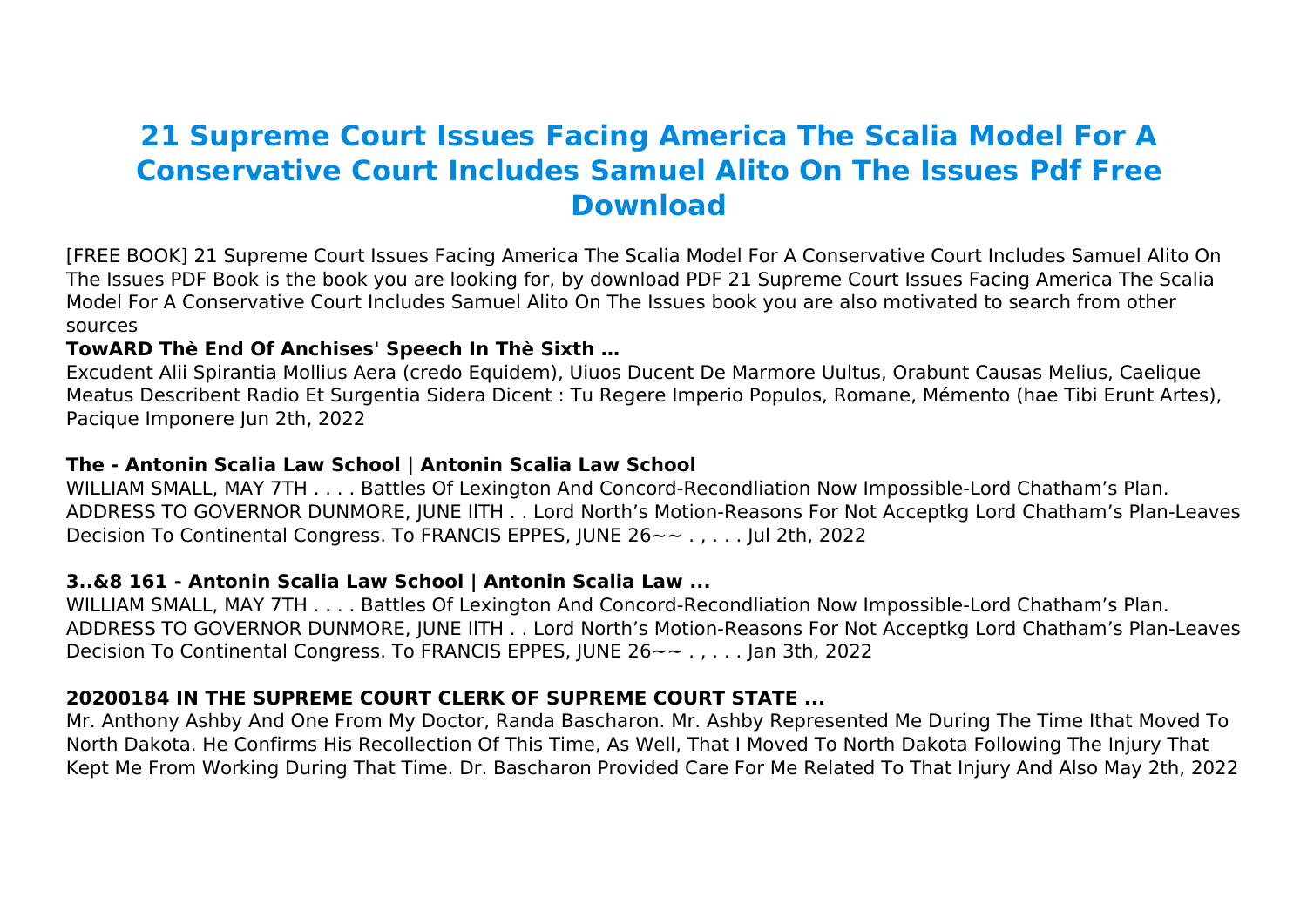# 21 Supreme Court Issues Facing America The Scalia Model For A Conservative Court Includes Samuel Alito On The Issues Pdf Free Download

[FREE BOOK] 21 Supreme Court Issues Facing America The Scalia Model For A Conservative Court Includes Samuel Alito On The Issues PDF Book is the book you are looking for, by download PDF 21 Supreme Court Issues Facing America The Scalia Model For A Conservative Court Includes Samuel Alito On The Issues book you are also motivated to search from other sources

**TowARD Thè End Of Anchises' Speech In Thè Sixth …**

Excudent Alii Spirantia Mollius Aera (credo Equidem), Uiuos Ducent De Marmore Uultus, Orabunt Causas Melius, Caelique Meatus Describent Radio Et Surgentia Sidera Dicent : Tu Regere Imperio Populos, Romane, Mémento (hae Tibi Erunt Artes), Pacique Imponere Jun 2th, 2022

**The - Antonin Scalia Law School | Antonin Scalia Law School**

WILLIAM SMALL, MAY 7TH . . . . Battles Of Lexington And Concord-Recondliation Now Impossible-Lord Chatham's Plan. ADDRESS TO GOVERNOR DUNMORE, JUNE IlTH . . Lord North's Motion-Reasons For Not Acceptkg Lord Chatham's Plan-Leaves Decision To Continental Congress. To FRANCIS EPPES, JUNE 26~~ . , . . . Jul 2th, 2022

**3..&8 161 - Antonin Scalia Law School | Antonin Scalia Law ...**

WILLIAM SMALL, MAY 7TH . . . . Battles Of Lexington And Concord-Recondliation Now Impossible-Lord Chatham's Plan. ADDRESS TO GOVERNOR DUNMORE, JUNE IlTH . . Lord North's Motion-Reasons For Not Acceptkg Lord Chatham's Plan-Leaves Decision To Continental Congress. To FRANCIS EPPES, JUNE 26~~ . , . . . Jan 3th, 2022

**20200184 IN THE SUPREME COURT CLERK OF SUPREME COURT STATE ...**

Mr. Anthony Ashby And One From My Doctor, Randa Bascharon. Mr. Ashby Represented Me During The Time Ithat Moved To North Dakota. He Confirms His Recollection Of This Time, As Well, That I Moved To North Dakota Following The Injury That Kept Me From Working During That Time. Dr. Bascharon Provided Care For Me Related To That Injury And Also May 2th, 2022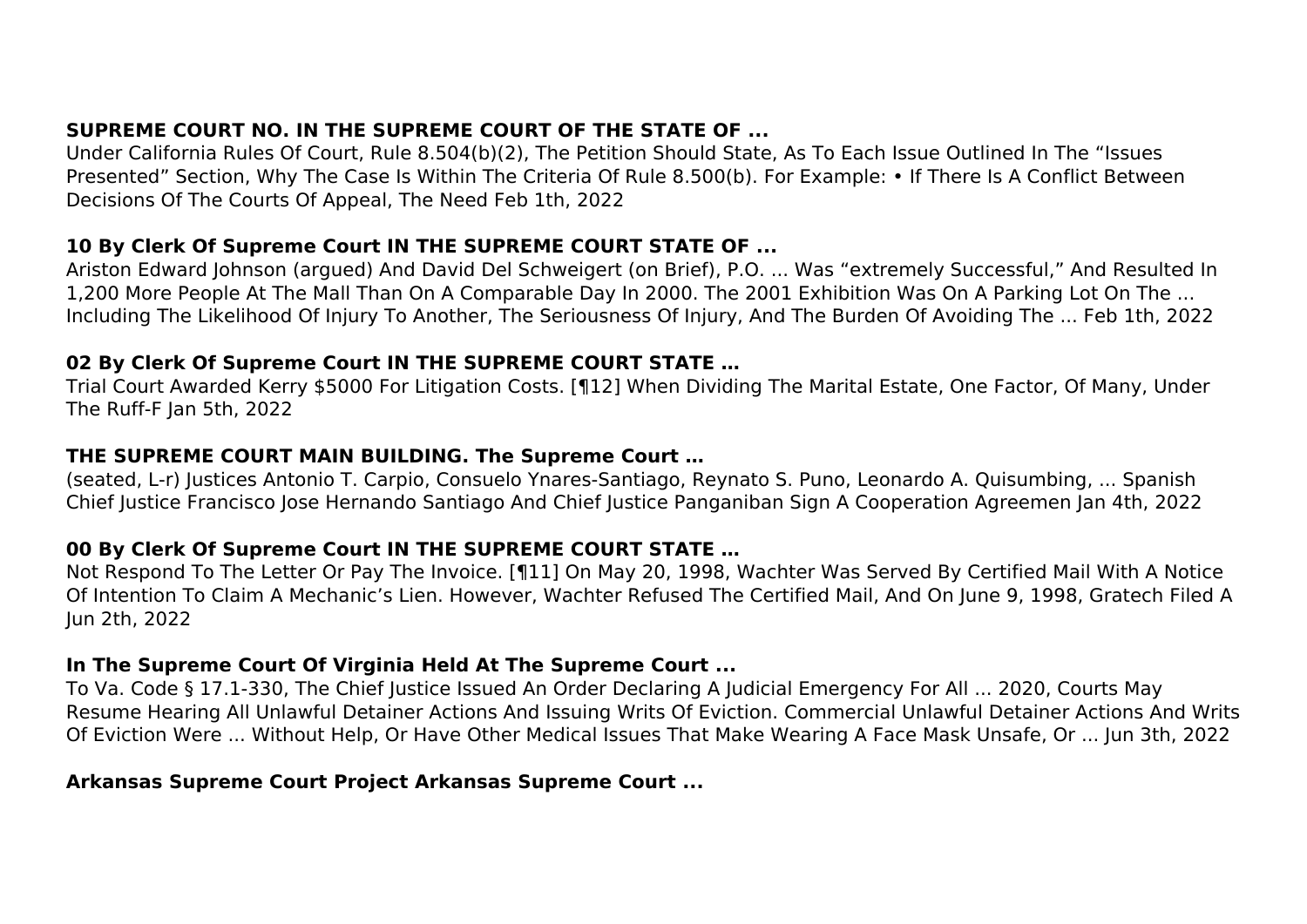**SUPREME COURT NO. IN THE SUPREME COURT OF THE STATE OF ...**

Under California Rules Of Court, Rule 8.504(b)(2), The Petition Should State, As To Each Issue Outlined In The "Issues Presented" Section, Why The Case Is Within The Criteria Of Rule 8.500(b). For Example: • If There Is A Conflict Between Decisions Of The Courts Of Appeal, The Need Feb 1th, 2022

**10 By Clerk Of Supreme Court IN THE SUPREME COURT STATE OF ...**

Ariston Edward Johnson (argued) And David Del Schweigert (on Brief), P.O. ... Was "extremely Successful," And Resulted In 1,200 More People At The Mall Than On A Comparable Day In 2000. The 2001 Exhibition Was On A Parking Lot On The ... Including The Likelihood Of Injury To Another, The Seriousness Of Injury, And The Burden Of Avoiding The ... Feb 1th, 2022

**02 By Clerk Of Supreme Court IN THE SUPREME COURT STATE …**

Trial Court Awarded Kerry $5000 For Litigation Costs. [¶12] When Dividing The Marital Estate, One Factor, Of Many, Under The Ruff-F Jan 5th, 2022

**THE SUPREME COURT MAIN BUILDING. The Supreme Court …**

(seated, L-r) Justices Antonio T. Carpio, Consuelo Ynares-Santiago, Reynato S. Puno, Leonardo A. Quisumbing, ... Spanish Chief Justice Francisco Jose Hernando Santiago And Chief Justice Panganiban Sign A Cooperation Agreemen Jan 4th, 2022

**00 By Clerk Of Supreme Court IN THE SUPREME COURT STATE …**

Not Respond To The Letter Or Pay The Invoice. [¶11] On May 20, 1998, Wachter Was Served By Certified Mail With A Notice Of Intention To Claim A Mechanic's Lien. However, Wachter Refused The Certified Mail, And On June 9, 1998, Gratech Filed A Jun 2th, 2022

**In The Supreme Court Of Virginia Held At The Supreme Court ...**

To Va. Code § 17.1-330, The Chief Justice Issued An Order Declaring A Judicial Emergency For All ... 2020, Courts May Resume Hearing All Unlawful Detainer Actions And Issuing Writs Of Eviction. Commercial Unlawful Detainer Actions And Writs Of Eviction Were ... Without Help, Or Have Other Medical Issues That Make Wearing A Face Mask Unsafe, Or ... Jun 3th, 2022

**Arkansas Supreme Court Project Arkansas Supreme Court ...**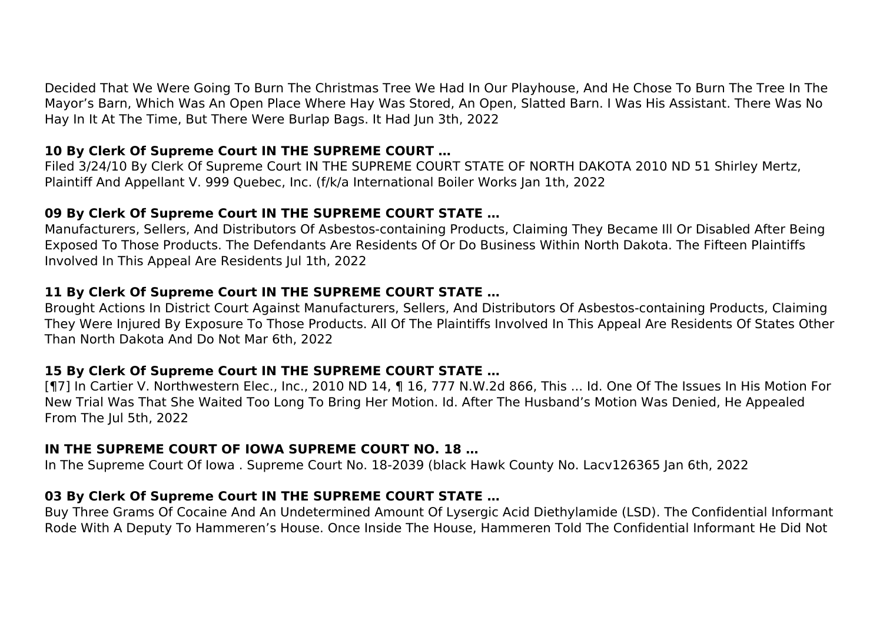Decided That We Were Going To Burn The Christmas Tree We Had In Our Playhouse, And He Chose To Burn The Tree In The Mayor's Barn, Which Was An Open Place Where Hay Was Stored, An Open, Slatted Barn. I Was His Assistant. There Was No Hay In It At The Time, But There Were Burlap Bags. It Had Jun 3th, 2022

### 10 By Clerk Of Supreme Court IN THE SUPREME COURT …

Filed 3/24/10 By Clerk Of Supreme Court IN THE SUPREME COURT STATE OF NORTH DAKOTA 2010 ND 51 Shirley Mertz, Plaintiff And Appellant V. 999 Quebec, Inc. (f/k/a International Boiler Works Jan 1th, 2022

### 09 By Clerk Of Supreme Court IN THE SUPREME COURT STATE …

Manufacturers, Sellers, And Distributors Of Asbestos-containing Products, Claiming They Became Ill Or Disabled After Being Exposed To Those Products. The Defendants Are Residents Of Or Do Business Within North Dakota. The Fifteen Plaintiffs Involved In This Appeal Are Residents Jul 1th, 2022

### 11 By Clerk Of Supreme Court IN THE SUPREME COURT STATE …

Brought Actions In District Court Against Manufacturers, Sellers, And Distributors Of Asbestos-containing Products, Claiming They Were Injured By Exposure To Those Products. All Of The Plaintiffs Involved In This Appeal Are Residents Of States Other Than North Dakota And Do Not Mar 6th, 2022

### 15 By Clerk Of Supreme Court IN THE SUPREME COURT STATE …

[¶7] In Cartier V. Northwestern Elec., Inc., 2010 ND 14, ¶ 16, 777 N.W.2d 866, This ... Id. One Of The Issues In His Motion For New Trial Was That She Waited Too Long To Bring Her Motion. Id. After The Husband's Motion Was Denied, He Appealed From The Jul 5th, 2022

### IN THE SUPREME COURT OF IOWA SUPREME COURT NO. 18 …

In The Supreme Court Of Iowa . Supreme Court No. 18-2039 (black Hawk County No. Lacv126365 Jan 6th, 2022

### 03 By Clerk Of Supreme Court IN THE SUPREME COURT STATE …

Buy Three Grams Of Cocaine And An Undetermined Amount Of Lysergic Acid Diethylamide (LSD). The Confidential Informant Rode With A Deputy To Hammeren's House. Once Inside The House, Hammeren Told The Confidential Informant He Did Not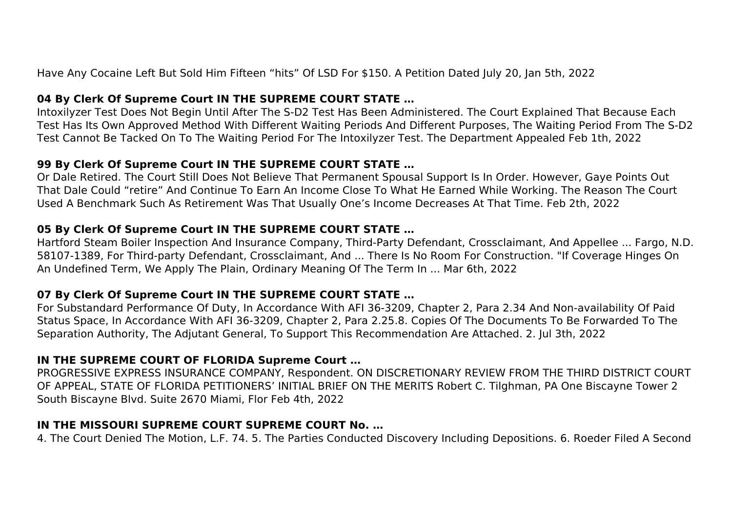Have Any Cocaine Left But Sold Him Fifteen "hits" Of LSD For $150. A Petition Dated July 20, Jan 5th, 2022

**04 By Clerk Of Supreme Court IN THE SUPREME COURT STATE …**

Intoxilyzer Test Does Not Begin Until After The S-D2 Test Has Been Administered. The Court Explained That Because Each Test Has Its Own Approved Method With Different Waiting Periods And Different Purposes, The Waiting Period From The S-D2 Test Cannot Be Tacked On To The Waiting Period For The Intoxilyzer Test. The Department Appealed Feb 1th, 2022

**99 By Clerk Of Supreme Court IN THE SUPREME COURT STATE …**

Or Dale Retired. The Court Still Does Not Believe That Permanent Spousal Support Is In Order. However, Gaye Points Out That Dale Could "retire" And Continue To Earn An Income Close To What He Earned While Working. The Reason The Court Used A Benchmark Such As Retirement Was That Usually One's Income Decreases At That Time. Feb 2th, 2022

**05 By Clerk Of Supreme Court IN THE SUPREME COURT STATE …**

Hartford Steam Boiler Inspection And Insurance Company, Third-Party Defendant, Crossclaimant, And Appellee ... Fargo, N.D. 58107-1389, For Third-party Defendant, Crossclaimant, And ... There Is No Room For Construction. "If Coverage Hinges On An Undefined Term, We Apply The Plain, Ordinary Meaning Of The Term In ... Mar 6th, 2022

**07 By Clerk Of Supreme Court IN THE SUPREME COURT STATE …**

For Substandard Performance Of Duty, In Accordance With AFI 36-3209, Chapter 2, Para 2.34 And Non-availability Of Paid Status Space, In Accordance With AFI 36-3209, Chapter 2, Para 2.25.8. Copies Of The Documents To Be Forwarded To The Separation Authority, The Adjutant General, To Support This Recommendation Are Attached. 2. Jul 3th, 2022

**IN THE SUPREME COURT OF FLORIDA Supreme Court …**

PROGRESSIVE EXPRESS INSURANCE COMPANY, Respondent. ON DISCRETIONARY REVIEW FROM THE THIRD DISTRICT COURT OF APPEAL, STATE OF FLORIDA PETITIONERS' INITIAL BRIEF ON THE MERITS Robert C. Tilghman, PA One Biscayne Tower 2 South Biscayne Blvd. Suite 2670 Miami, Flor Feb 4th, 2022

**IN THE MISSOURI SUPREME COURT SUPREME COURT No. …**

4. The Court Denied The Motion, L.F. 74. 5. The Parties Conducted Discovery Including Depositions. 6. Roeder Filed A Second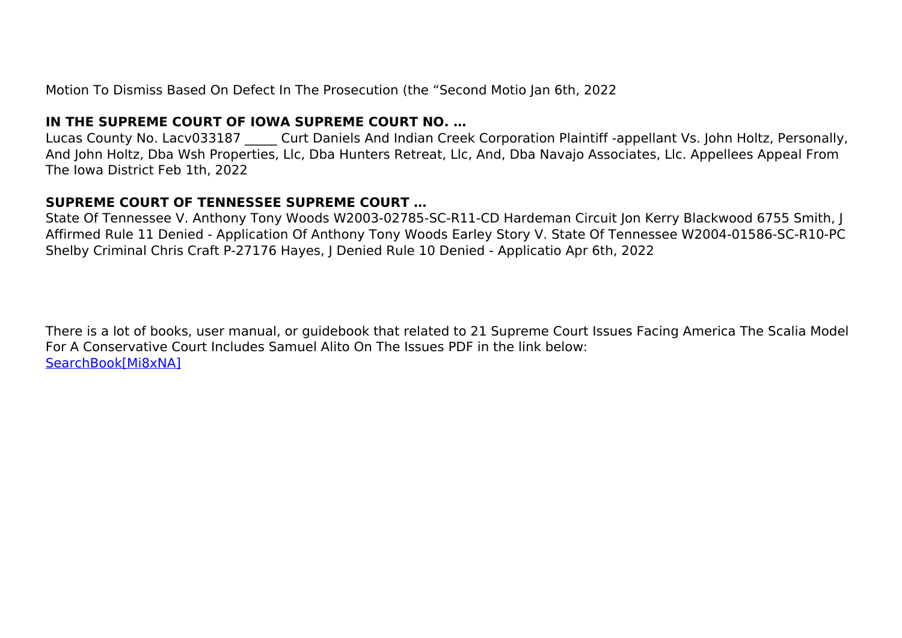Motion To Dismiss Based On Defect In The Prosecution (the "Second Motio Jan 6th, 2022

**IN THE SUPREME COURT OF IOWA SUPREME COURT NO. …**

Lucas County No. Lacv033187 _____ Curt Daniels And Indian Creek Corporation Plaintiff -appellant Vs. John Holtz, Personally, And John Holtz, Dba Wsh Properties, Llc, Dba Hunters Retreat, Llc, And, Dba Navajo Associates, Llc. Appellees Appeal From The Iowa District Feb 1th, 2022

**SUPREME COURT OF TENNESSEE SUPREME COURT …**

State Of Tennessee V. Anthony Tony Woods W2003-02785-SC-R11-CD Hardeman Circuit Jon Kerry Blackwood 6755 Smith, J Affirmed Rule 11 Denied - Application Of Anthony Tony Woods Earley Story V. State Of Tennessee W2004-01586-SC-R10-PC Shelby Criminal Chris Craft P-27176 Hayes, J Denied Rule 10 Denied - Applicatio Apr 6th, 2022

There is a lot of books, user manual, or guidebook that related to 21 Supreme Court Issues Facing America The Scalia Model For A Conservative Court Includes Samuel Alito On The Issues PDF in the link below:
SearchBook[Mi8xNA]